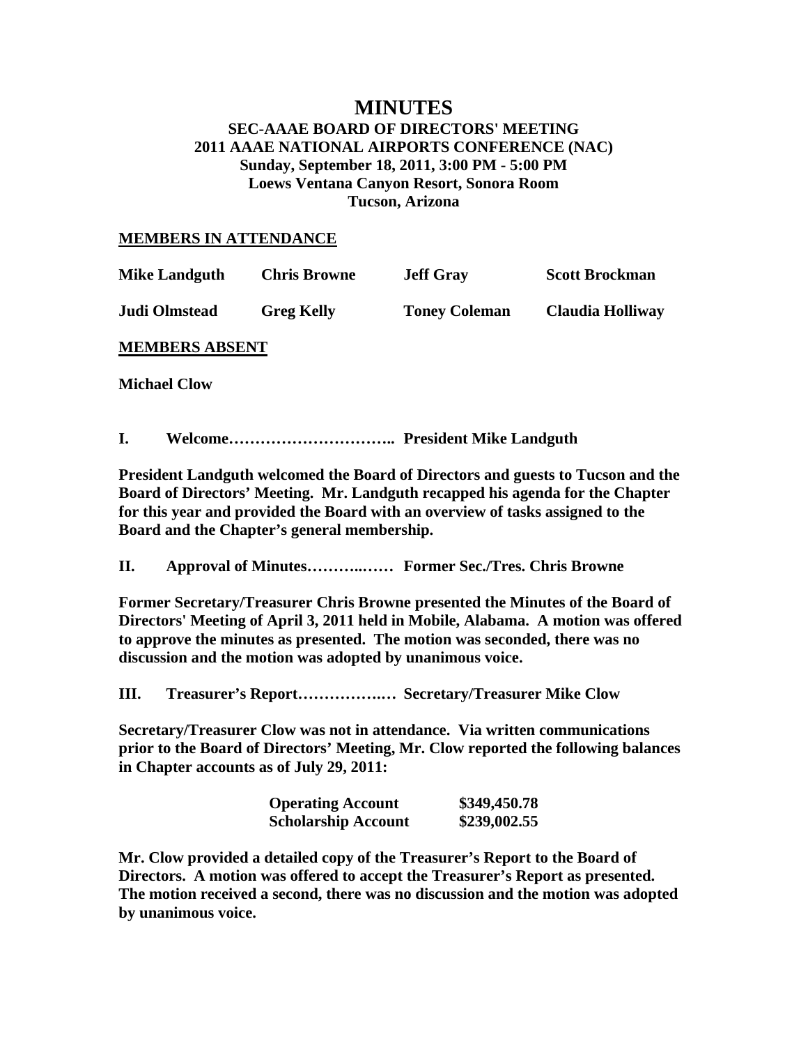# MINUTES

## SEC-AAAE BOARD OF DIRECTORS' MEETING
## 2011 AAAE NATIONAL AIRPORTS CONFERENCE (NAC)
## Sunday, September 18, 2011, 3:00 PM - 5:00 PM
## Loews Ventana Canyon Resort, Sonora Room
## Tucson, Arizona

**MEMBERS IN ATTENDANCE**

| | | | |
|---|---|---|---|
| **Mike Landguth** | **Chris Browne** | **Jeff Gray** | **Scott Brockman** |
| **Judi Olmstead** | **Greg Kelly** | **Toney Coleman** | **Claudia Holliway** |

**MEMBERS ABSENT**

**Michael Clow**

**I. Welcome………………………….. President Mike Landguth**

**President Landguth welcomed the Board of Directors and guests to Tucson and the Board of Directors' Meeting. Mr. Landguth recapped his agenda for the Chapter for this year and provided the Board with an overview of tasks assigned to the Board and the Chapter's general membership.**

**II. Approval of Minutes………..…… Former Sec./Tres. Chris Browne**

**Former Secretary/Treasurer Chris Browne presented the Minutes of the Board of Directors' Meeting of April 3, 2011 held in Mobile, Alabama. A motion was offered to approve the minutes as presented. The motion was seconded, there was no discussion and the motion was adopted by unanimous voice.**

**III. Treasurer's Report……………..… Secretary/Treasurer Mike Clow**

**Secretary/Treasurer Clow was not in attendance. Via written communications prior to the Board of Directors' Meeting, Mr. Clow reported the following balances in Chapter accounts as of July 29, 2011:**

| | |
|---|---|
| **Operating Account** | **$349,450.78** |
| **Scholarship Account** | **$239,002.55** |

**Mr. Clow provided a detailed copy of the Treasurer's Report to the Board of Directors. A motion was offered to accept the Treasurer's Report as presented. The motion received a second, there was no discussion and the motion was adopted by unanimous voice.**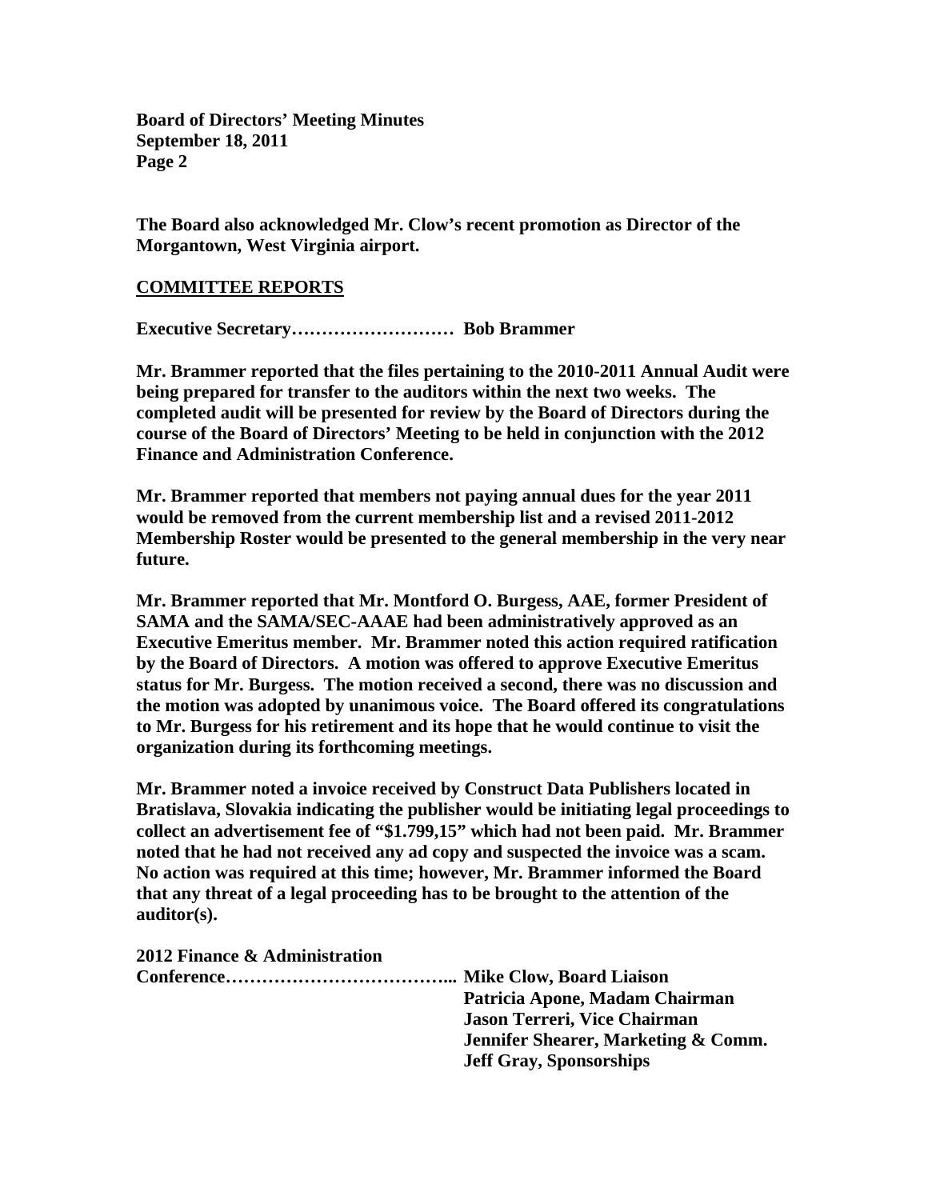The Board also acknowledged Mr. Clow's recent promotion as Director of the Morgantown, West Virginia airport.

## COMMITTEE REPORTS

**Executive Secretary……………………… Bob Brammer**

Mr. Brammer reported that the files pertaining to the 2010-2011 Annual Audit were being prepared for transfer to the auditors within the next two weeks. The completed audit will be presented for review by the Board of Directors during the course of the Board of Directors' Meeting to be held in conjunction with the 2012 Finance and Administration Conference.

Mr. Brammer reported that members not paying annual dues for the year 2011 would be removed from the current membership list and a revised 2011-2012 Membership Roster would be presented to the general membership in the very near future.

Mr. Brammer reported that Mr. Montford O. Burgess, AAE, former President of SAMA and the SAMA/SEC-AAAE had been administratively approved as an Executive Emeritus member. Mr. Brammer noted this action required ratification by the Board of Directors. A motion was offered to approve Executive Emeritus status for Mr. Burgess. The motion received a second, there was no discussion and the motion was adopted by unanimous voice. The Board offered its congratulations to Mr. Burgess for his retirement and its hope that he would continue to visit the organization during its forthcoming meetings.

Mr. Brammer noted a invoice received by Construct Data Publishers located in Bratislava, Slovakia indicating the publisher would be initiating legal proceedings to collect an advertisement fee of "$1.799,15" which had not been paid. Mr. Brammer noted that he had not received any ad copy and suspected the invoice was a scam. No action was required at this time; however, Mr. Brammer informed the Board that any threat of a legal proceeding has to be brought to the attention of the auditor(s).

**2012 Finance & Administration Conference……………………………….. Mike Clow, Board Liaison**
**Patricia Apone, Madam Chairman**
**Jason Terreri, Vice Chairman**
**Jennifer Shearer, Marketing & Comm.**
**Jeff Gray, Sponsorships**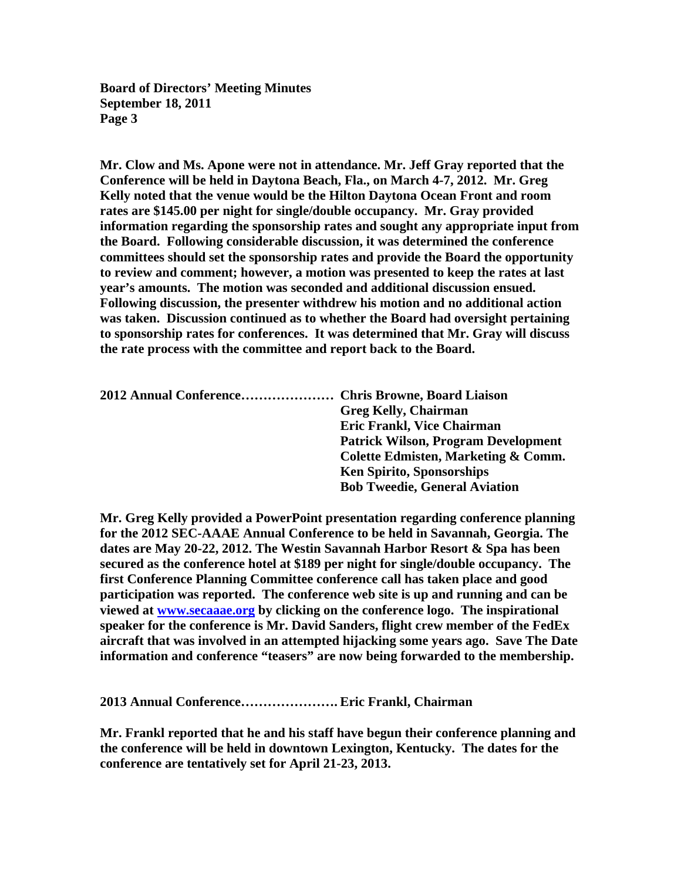**Mr. Clow and Ms. Apone were not in attendance. Mr. Jeff Gray reported that the Conference will be held in Daytona Beach, Fla., on March 4-7, 2012. Mr. Greg Kelly noted that the venue would be the Hilton Daytona Ocean Front and room rates are $145.00 per night for single/double occupancy. Mr. Gray provided information regarding the sponsorship rates and sought any appropriate input from the Board. Following considerable discussion, it was determined the conference committees should set the sponsorship rates and provide the Board the opportunity to review and comment; however, a motion was presented to keep the rates at last year's amounts. The motion was seconded and additional discussion ensued. Following discussion, the presenter withdrew his motion and no additional action was taken. Discussion continued as to whether the Board had oversight pertaining to sponsorship rates for conferences. It was determined that Mr. Gray will discuss the rate process with the committee and report back to the Board.**

**2012 Annual Conference………………… Chris Browne, Board Liaison**
**Greg Kelly, Chairman**
**Eric Frankl, Vice Chairman**
**Patrick Wilson, Program Development**
**Colette Edmisten, Marketing & Comm.**
**Ken Spirito, Sponsorships**
**Bob Tweedie, General Aviation**

**Mr. Greg Kelly provided a PowerPoint presentation regarding conference planning for the 2012 SEC-AAAE Annual Conference to be held in Savannah, Georgia. The dates are May 20-22, 2012. The Westin Savannah Harbor Resort & Spa has been secured as the conference hotel at $189 per night for single/double occupancy. The first Conference Planning Committee conference call has taken place and good participation was reported. The conference web site is up and running and can be viewed at [www.secaaae.org](http://www.secaaae.org) by clicking on the conference logo. The inspirational speaker for the conference is Mr. David Sanders, flight crew member of the FedEx aircraft that was involved in an attempted hijacking some years ago. Save The Date information and conference "teasers" are now being forwarded to the membership.**

**2013 Annual Conference…………………. Eric Frankl, Chairman**

**Mr. Frankl reported that he and his staff have begun their conference planning and the conference will be held in downtown Lexington, Kentucky. The dates for the conference are tentatively set for April 21-23, 2013.**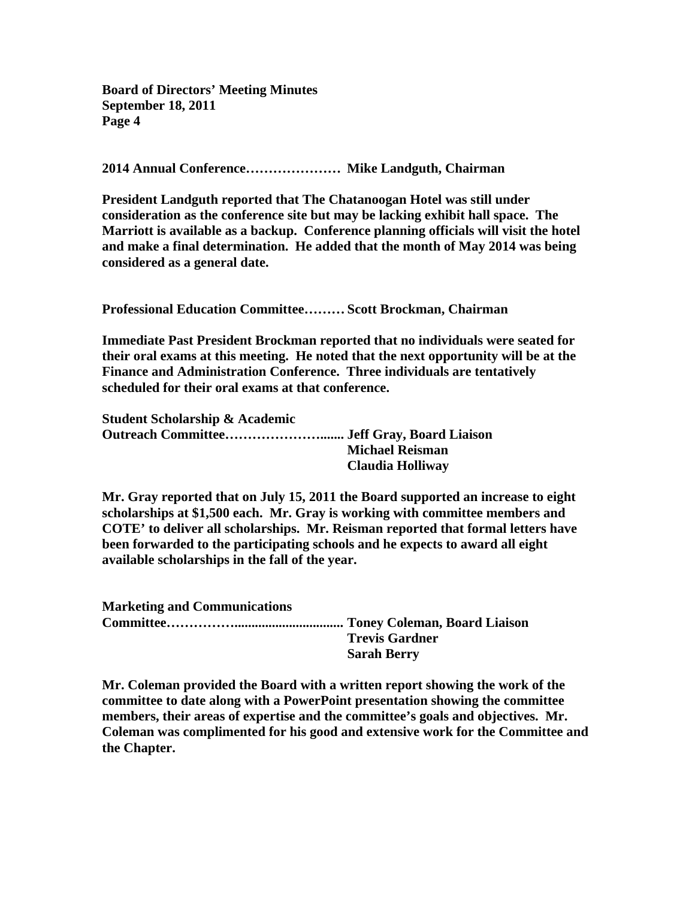**2014 Annual Conference………………… Mike Landguth, Chairman**

**President Landguth reported that The Chatanoogan Hotel was still under consideration as the conference site but may be lacking exhibit hall space. The Marriott is available as a backup. Conference planning officials will visit the hotel and make a final determination. He added that the month of May 2014 was being considered as a general date.**

**Professional Education Committee……… Scott Brockman, Chairman**

**Immediate Past President Brockman reported that no individuals were seated for their oral exams at this meeting. He noted that the next opportunity will be at the Finance and Administration Conference. Three individuals are tentatively scheduled for their oral exams at that conference.**

**Student Scholarship & Academic Outreach Committee……………………...... Jeff Gray, Board Liaison**
**Michael Reisman**
**Claudia Holliway**

**Mr. Gray reported that on July 15, 2011 the Board supported an increase to eight scholarships at $1,500 each. Mr. Gray is working with committee members and COTE' to deliver all scholarships. Mr. Reisman reported that formal letters have been forwarded to the participating schools and he expects to award all eight available scholarships in the fall of the year.**

**Marketing and Communications Committee……………................................ Toney Coleman, Board Liaison**
**Trevis Gardner**
**Sarah Berry**

**Mr. Coleman provided the Board with a written report showing the work of the committee to date along with a PowerPoint presentation showing the committee members, their areas of expertise and the committee's goals and objectives. Mr. Coleman was complimented for his good and extensive work for the Committee and the Chapter.**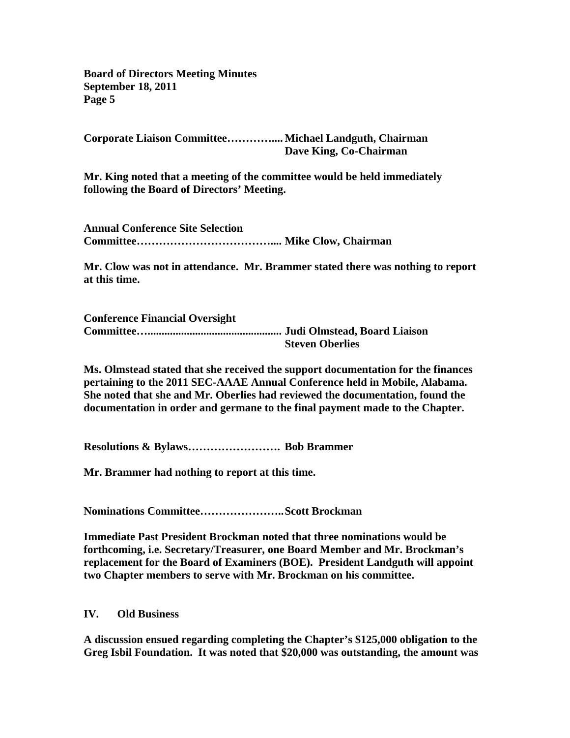**Corporate Liaison Committee…………..... Michael Landguth, Chairman**
**Dave King, Co-Chairman**

**Mr. King noted that a meeting of the committee would be held immediately following the Board of Directors' Meeting.**

**Annual Conference Site Selection Committee……………………………….... Mike Clow, Chairman**

**Mr. Clow was not in attendance. Mr. Brammer stated there was nothing to report at this time.**

**Conference Financial Oversight Committee…............................................. Judi Olmstead, Board Liaison**
**Steven Oberlies**

**Ms. Olmstead stated that she received the support documentation for the finances pertaining to the 2011 SEC-AAAE Annual Conference held in Mobile, Alabama. She noted that she and Mr. Oberlies had reviewed the documentation, found the documentation in order and germane to the final payment made to the Chapter.**

**Resolutions & Bylaws……………………. Bob Brammer**

**Mr. Brammer had nothing to report at this time.**

**Nominations Committee…………………..Scott Brockman**

**Immediate Past President Brockman noted that three nominations would be forthcoming, i.e. Secretary/Treasurer, one Board Member and Mr. Brockman's replacement for the Board of Examiners (BOE). President Landguth will appoint two Chapter members to serve with Mr. Brockman on his committee.**

## IV. Old Business

**A discussion ensued regarding completing the Chapter's $125,000 obligation to the Greg Isbil Foundation. It was noted that $20,000 was outstanding, the amount was**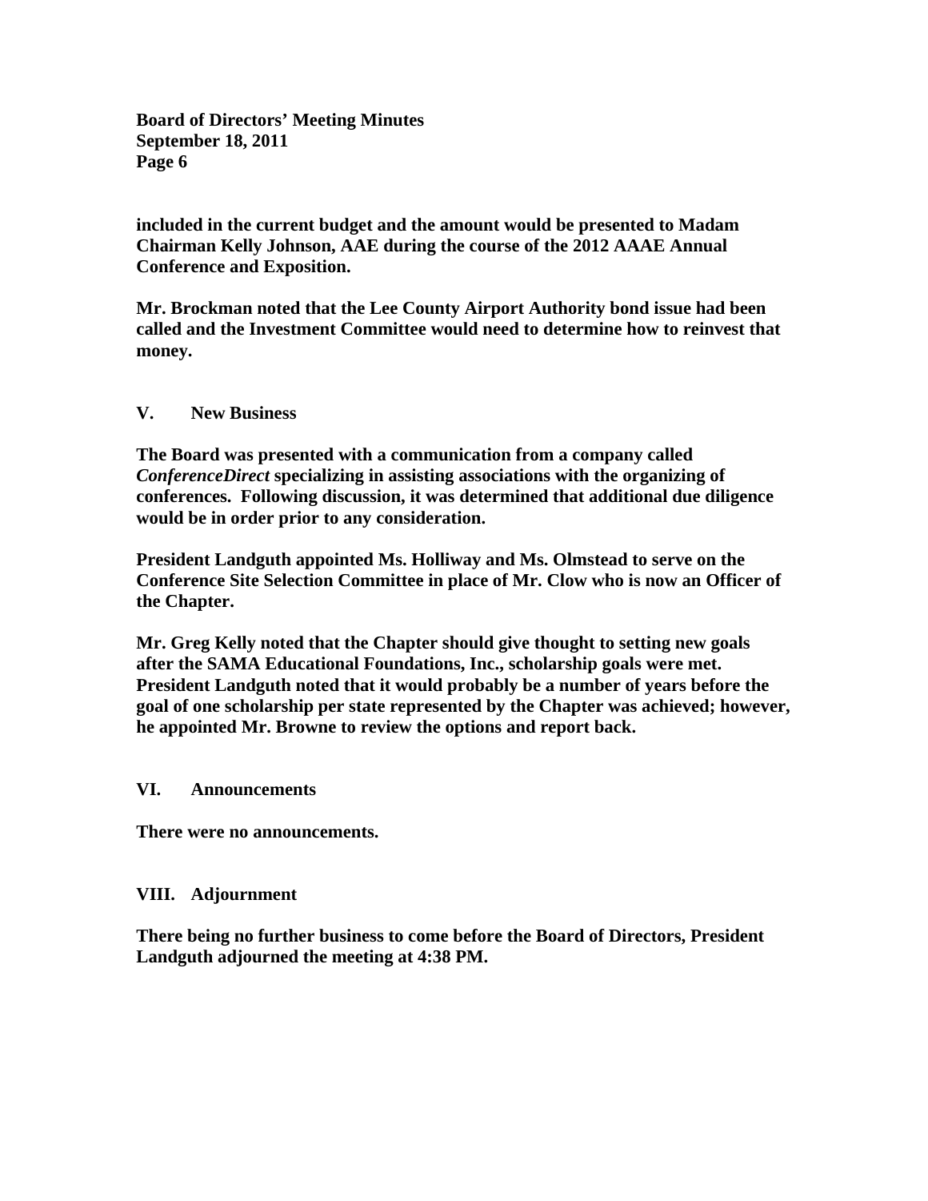**included in the current budget and the amount would be presented to Madam Chairman Kelly Johnson, AAE during the course of the 2012 AAAE Annual Conference and Exposition.**

**Mr. Brockman noted that the Lee County Airport Authority bond issue had been called and the Investment Committee would need to determine how to reinvest that money.**

## V. New Business

**The Board was presented with a communication from a company called *ConferenceDirect* specializing in assisting associations with the organizing of conferences. Following discussion, it was determined that additional due diligence would be in order prior to any consideration.**

**President Landguth appointed Ms. Holliway and Ms. Olmstead to serve on the Conference Site Selection Committee in place of Mr. Clow who is now an Officer of the Chapter.**

**Mr. Greg Kelly noted that the Chapter should give thought to setting new goals after the SAMA Educational Foundations, Inc., scholarship goals were met. President Landguth noted that it would probably be a number of years before the goal of one scholarship per state represented by the Chapter was achieved; however, he appointed Mr. Browne to review the options and report back.**

## VI. Announcements

**There were no announcements.**

## VIII. Adjournment

**There being no further business to come before the Board of Directors, President Landguth adjourned the meeting at 4:38 PM.**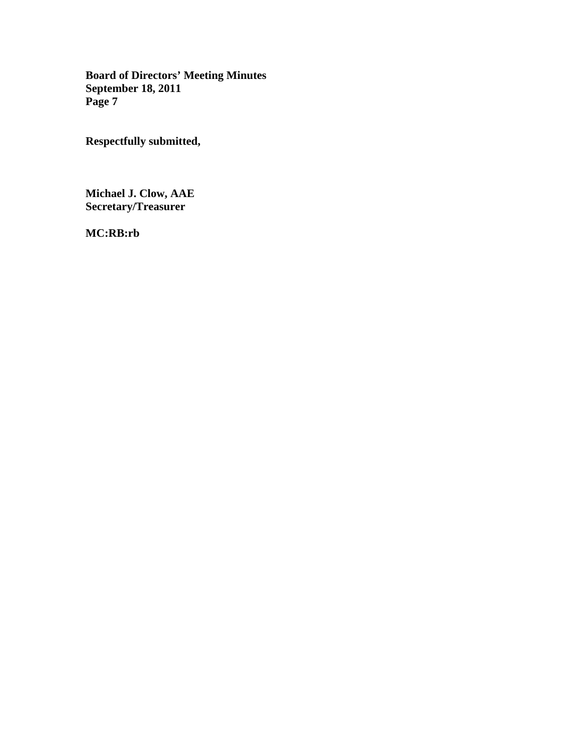**Respectfully submitted,**

**Michael J. Clow, AAE**
**Secretary/Treasurer**

**MC:RB:rb**